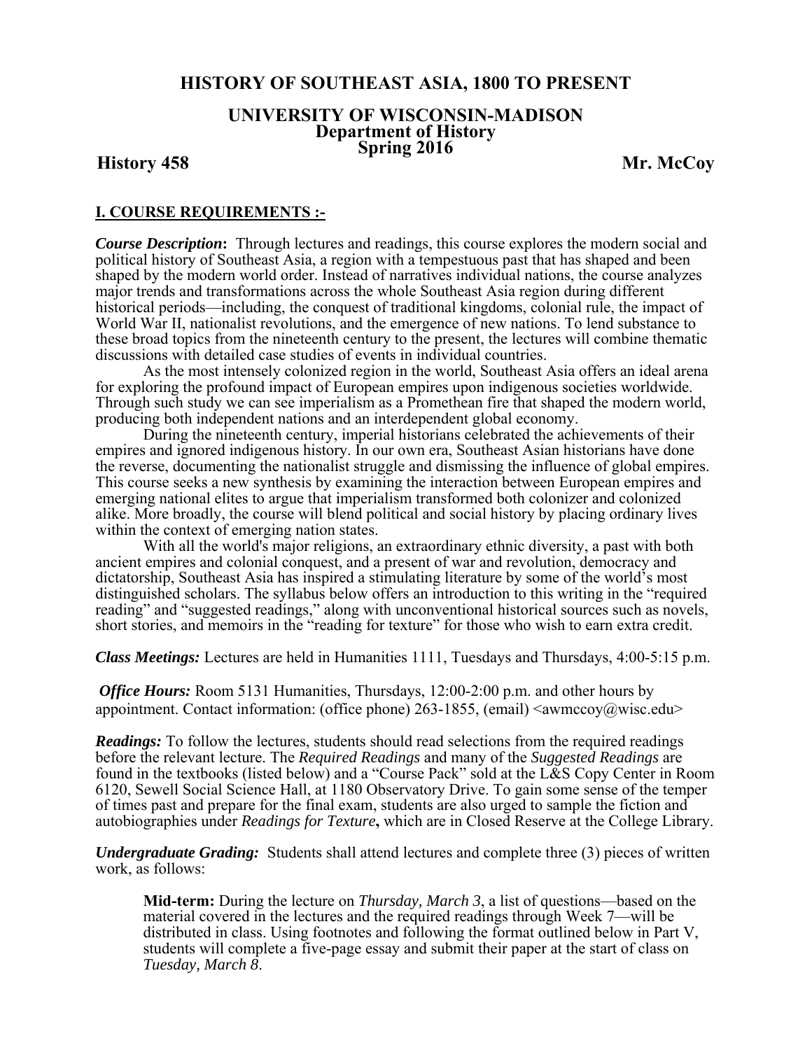# HISTORY OF SOUTHEAST ASIA, 1800 TO PRESENT

## UNIVERSITY OF WISCONSIN-MADISON
## Department of History
## Spring 2016

**History 458** **Mr. McCoy**

## I. COURSE REQUIREMENTS :-

***Course Description*:** Through lectures and readings, this course explores the modern social and political history of Southeast Asia, a region with a tempestuous past that has shaped and been shaped by the modern world order. Instead of narratives individual nations, the course analyzes major trends and transformations across the whole Southeast Asia region during different historical periods—including, the conquest of traditional kingdoms, colonial rule, the impact of World War II, nationalist revolutions, and the emergence of new nations. To lend substance to these broad topics from the nineteenth century to the present, the lectures will combine thematic discussions with detailed case studies of events in individual countries.

As the most intensely colonized region in the world, Southeast Asia offers an ideal arena for exploring the profound impact of European empires upon indigenous societies worldwide. Through such study we can see imperialism as a Promethean fire that shaped the modern world, producing both independent nations and an interdependent global economy.

During the nineteenth century, imperial historians celebrated the achievements of their empires and ignored indigenous history. In our own era, Southeast Asian historians have done the reverse, documenting the nationalist struggle and dismissing the influence of global empires. This course seeks a new synthesis by examining the interaction between European empires and emerging national elites to argue that imperialism transformed both colonizer and colonized alike. More broadly, the course will blend political and social history by placing ordinary lives within the context of emerging nation states.

With all the world's major religions, an extraordinary ethnic diversity, a past with both ancient empires and colonial conquest, and a present of war and revolution, democracy and dictatorship, Southeast Asia has inspired a stimulating literature by some of the world's most distinguished scholars. The syllabus below offers an introduction to this writing in the "required reading" and "suggested readings," along with unconventional historical sources such as novels, short stories, and memoirs in the "reading for texture" for those who wish to earn extra credit.

***Class Meetings:*** Lectures are held in Humanities 1111, Tuesdays and Thursdays, 4:00-5:15 p.m.

***Office Hours:*** Room 5131 Humanities, Thursdays, 12:00-2:00 p.m. and other hours by appointment. Contact information: (office phone) 263-1855, (email) <awmccoy@wisc.edu>

***Readings:*** To follow the lectures, students should read selections from the required readings before the relevant lecture. The *Required Readings* and many of the *Suggested Readings* are found in the textbooks (listed below) and a "Course Pack" sold at the L&S Copy Center in Room 6120, Sewell Social Science Hall, at 1180 Observatory Drive. To gain some sense of the temper of times past and prepare for the final exam, students are also urged to sample the fiction and autobiographies under *Readings for Texture***,** which are in Closed Reserve at the College Library.

***Undergraduate Grading:*** Students shall attend lectures and complete three (3) pieces of written work, as follows:

> **Mid-term:** During the lecture on *Thursday, March 3*, a list of questions—based on the material covered in the lectures and the required readings through Week 7—will be distributed in class. Using footnotes and following the format outlined below in Part V, students will complete a five-page essay and submit their paper at the start of class on *Tuesday, March 8*.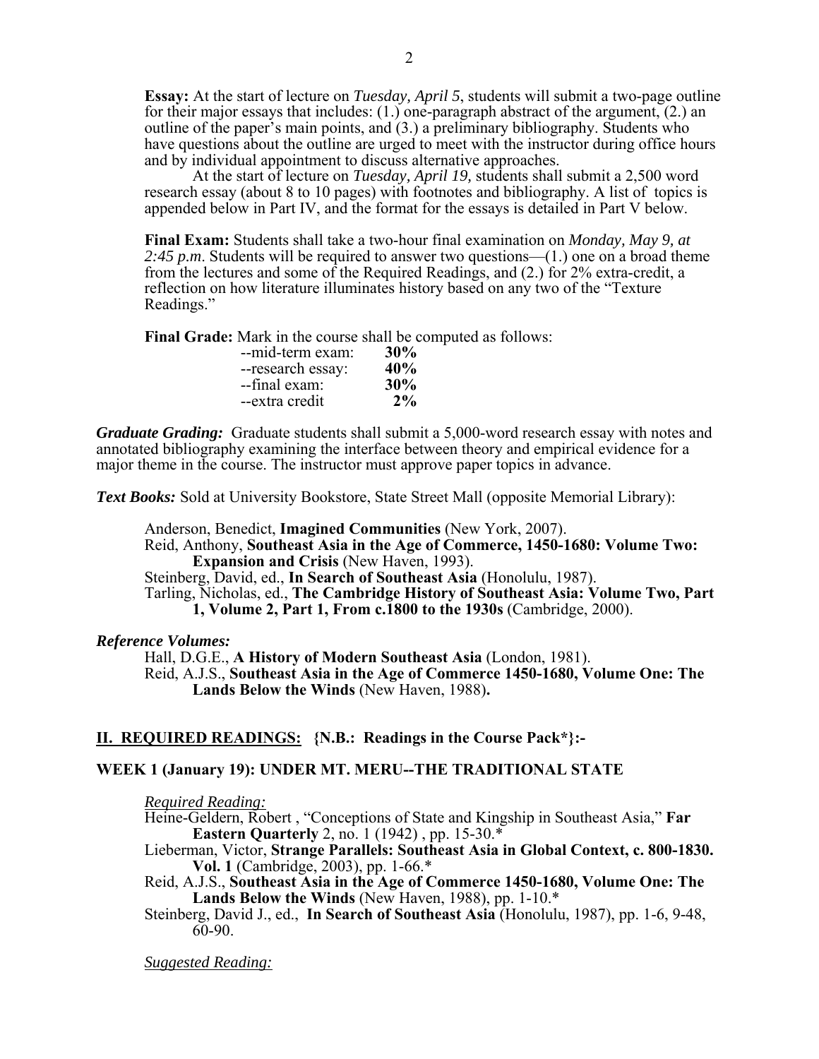**Essay:** At the start of lecture on *Tuesday, April 5*, students will submit a two-page outline for their major essays that includes: (1.) one-paragraph abstract of the argument, (2.) an outline of the paper's main points, and (3.) a preliminary bibliography. Students who have questions about the outline are urged to meet with the instructor during office hours and by individual appointment to discuss alternative approaches.

At the start of lecture on *Tuesday, April 19,* students shall submit a 2,500 word research essay (about 8 to 10 pages) with footnotes and bibliography. A list of topics is appended below in Part IV, and the format for the essays is detailed in Part V below.

**Final Exam:** Students shall take a two-hour final examination on *Monday, May 9, at 2:45 p.m*. Students will be required to answer two questions—(1.) one on a broad theme from the lectures and some of the Required Readings, and (2.) for 2% extra-credit, a reflection on how literature illuminates history based on any two of the "Texture Readings."

**Final Grade:** Mark in the course shall be computed as follows:

| | |
|---|---|
| --mid-term exam: | **30%** |
| --research essay: | **40%** |
| --final exam: | **30%** |
| --extra credit | **2%** |

***Graduate Grading:*** Graduate students shall submit a 5,000-word research essay with notes and annotated bibliography examining the interface between theory and empirical evidence for a major theme in the course. The instructor must approve paper topics in advance.

***Text Books:*** Sold at University Bookstore, State Street Mall (opposite Memorial Library):

Anderson, Benedict, **Imagined Communities** (New York, 2007).
Reid, Anthony, **Southeast Asia in the Age of Commerce, 1450-1680: Volume Two: Expansion and Crisis** (New Haven, 1993).
Steinberg, David, ed., **In Search of Southeast Asia** (Honolulu, 1987).
Tarling, Nicholas, ed., **The Cambridge History of Southeast Asia: Volume Two, Part 1, Volume 2, Part 1, From c.1800 to the 1930s** (Cambridge, 2000).

***Reference Volumes:***

Hall, D.G.E., **A History of Modern Southeast Asia** (London, 1981).
Reid, A.J.S., **Southeast Asia in the Age of Commerce 1450-1680, Volume One: The Lands Below the Winds** (New Haven, 1988)**.**

## II. REQUIRED READINGS: {N.B.: Readings in the Course Pack*}:-

### WEEK 1 (January 19): UNDER MT. MERU--THE TRADITIONAL STATE

*Required Reading:*

Heine-Geldern, Robert , "Conceptions of State and Kingship in Southeast Asia," **Far Eastern Quarterly** 2, no. 1 (1942) , pp. 15-30.*
Lieberman, Victor, **Strange Parallels: Southeast Asia in Global Context, c. 800-1830. Vol. 1** (Cambridge, 2003), pp. 1-66.*
Reid, A.J.S., **Southeast Asia in the Age of Commerce 1450-1680, Volume One: The Lands Below the Winds** (New Haven, 1988), pp. 1-10.*
Steinberg, David J., ed., **In Search of Southeast Asia** (Honolulu, 1987), pp. 1-6, 9-48, 60-90.

*Suggested Reading:*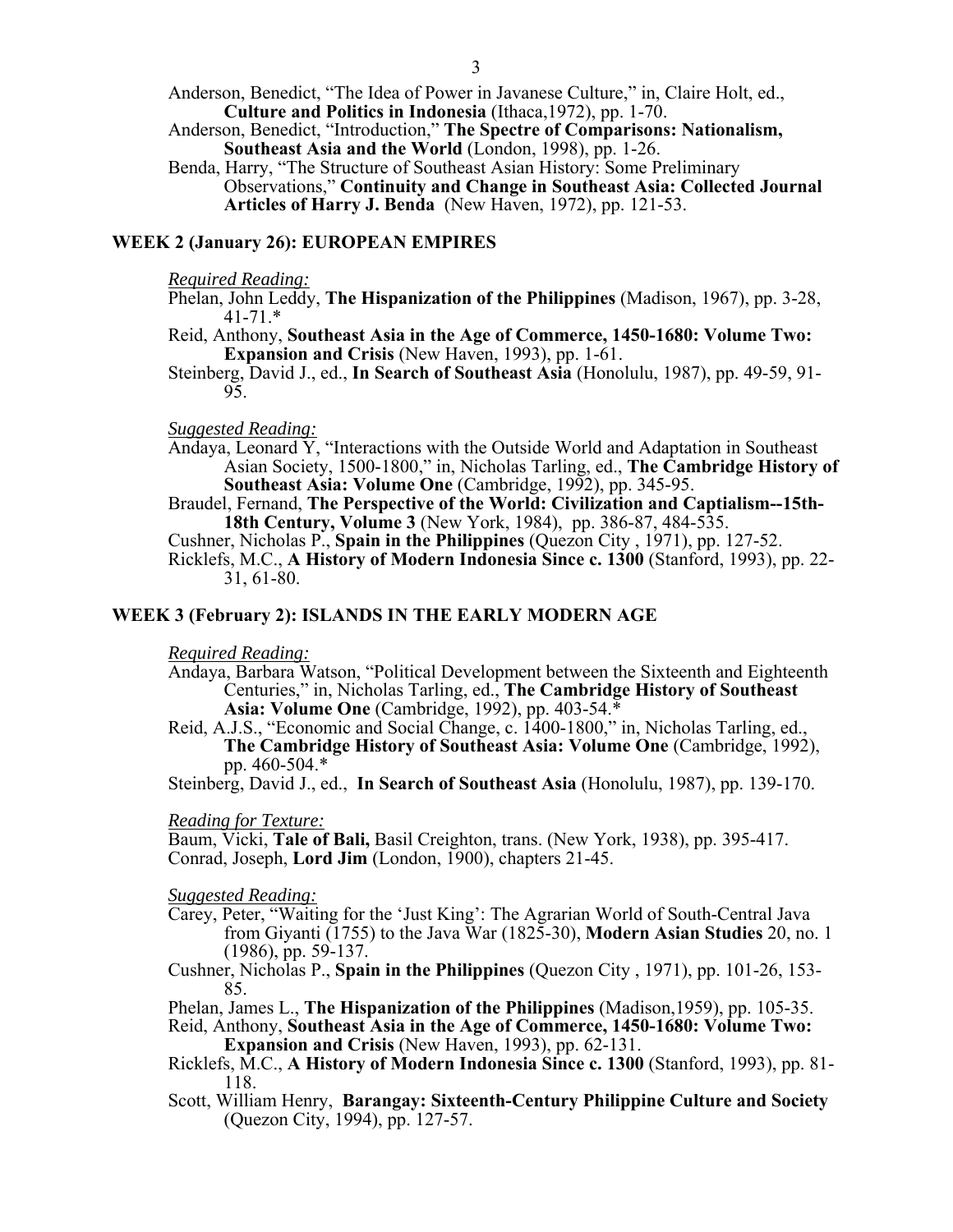Anderson, Benedict, "The Idea of Power in Javanese Culture," in, Claire Holt, ed., **Culture and Politics in Indonesia** (Ithaca,1972), pp. 1-70.

Anderson, Benedict, "Introduction," **The Spectre of Comparisons: Nationalism, Southeast Asia and the World** (London, 1998), pp. 1-26.

Benda, Harry, "The Structure of Southeast Asian History: Some Preliminary Observations," **Continuity and Change in Southeast Asia: Collected Journal Articles of Harry J. Benda** (New Haven, 1972), pp. 121-53.

## WEEK 2 (January 26): EUROPEAN EMPIRES

*Required Reading:*

Phelan, John Leddy, **The Hispanization of the Philippines** (Madison, 1967), pp. 3-28, 41-71.*

Reid, Anthony, **Southeast Asia in the Age of Commerce, 1450-1680: Volume Two: Expansion and Crisis** (New Haven, 1993), pp. 1-61.

Steinberg, David J., ed., **In Search of Southeast Asia** (Honolulu, 1987), pp. 49-59, 91-95.

*Suggested Reading:*

Andaya, Leonard Y, "Interactions with the Outside World and Adaptation in Southeast Asian Society, 1500-1800," in, Nicholas Tarling, ed., **The Cambridge History of Southeast Asia: Volume One** (Cambridge, 1992), pp. 345-95.

Braudel, Fernand, **The Perspective of the World: Civilization and Captialism--15th-18th Century, Volume 3** (New York, 1984), pp. 386-87, 484-535.

Cushner, Nicholas P., **Spain in the Philippines** (Quezon City , 1971), pp. 127-52.

Ricklefs, M.C., **A History of Modern Indonesia Since c. 1300** (Stanford, 1993), pp. 22-31, 61-80.

## WEEK 3 (February 2): ISLANDS IN THE EARLY MODERN AGE

*Required Reading:*

Andaya, Barbara Watson, "Political Development between the Sixteenth and Eighteenth Centuries," in, Nicholas Tarling, ed., **The Cambridge History of Southeast Asia: Volume One** (Cambridge, 1992), pp. 403-54.*

Reid, A.J.S., "Economic and Social Change, c. 1400-1800," in, Nicholas Tarling, ed., **The Cambridge History of Southeast Asia: Volume One** (Cambridge, 1992), pp. 460-504.*

Steinberg, David J., ed., **In Search of Southeast Asia** (Honolulu, 1987), pp. 139-170.

*Reading for Texture:*

Baum, Vicki, **Tale of Bali,** Basil Creighton, trans. (New York, 1938), pp. 395-417.

Conrad, Joseph, **Lord Jim** (London, 1900), chapters 21-45.

*Suggested Reading:*

Carey, Peter, "Waiting for the 'Just King': The Agrarian World of South-Central Java from Giyanti (1755) to the Java War (1825-30), **Modern Asian Studies** 20, no. 1 (1986), pp. 59-137.

Cushner, Nicholas P., **Spain in the Philippines** (Quezon City , 1971), pp. 101-26, 153-85.

Phelan, James L., **The Hispanization of the Philippines** (Madison,1959), pp. 105-35.

Reid, Anthony, **Southeast Asia in the Age of Commerce, 1450-1680: Volume Two: Expansion and Crisis** (New Haven, 1993), pp. 62-131.

Ricklefs, M.C., **A History of Modern Indonesia Since c. 1300** (Stanford, 1993), pp. 81-118.

Scott, William Henry, **Barangay: Sixteenth-Century Philippine Culture and Society** (Quezon City, 1994), pp. 127-57.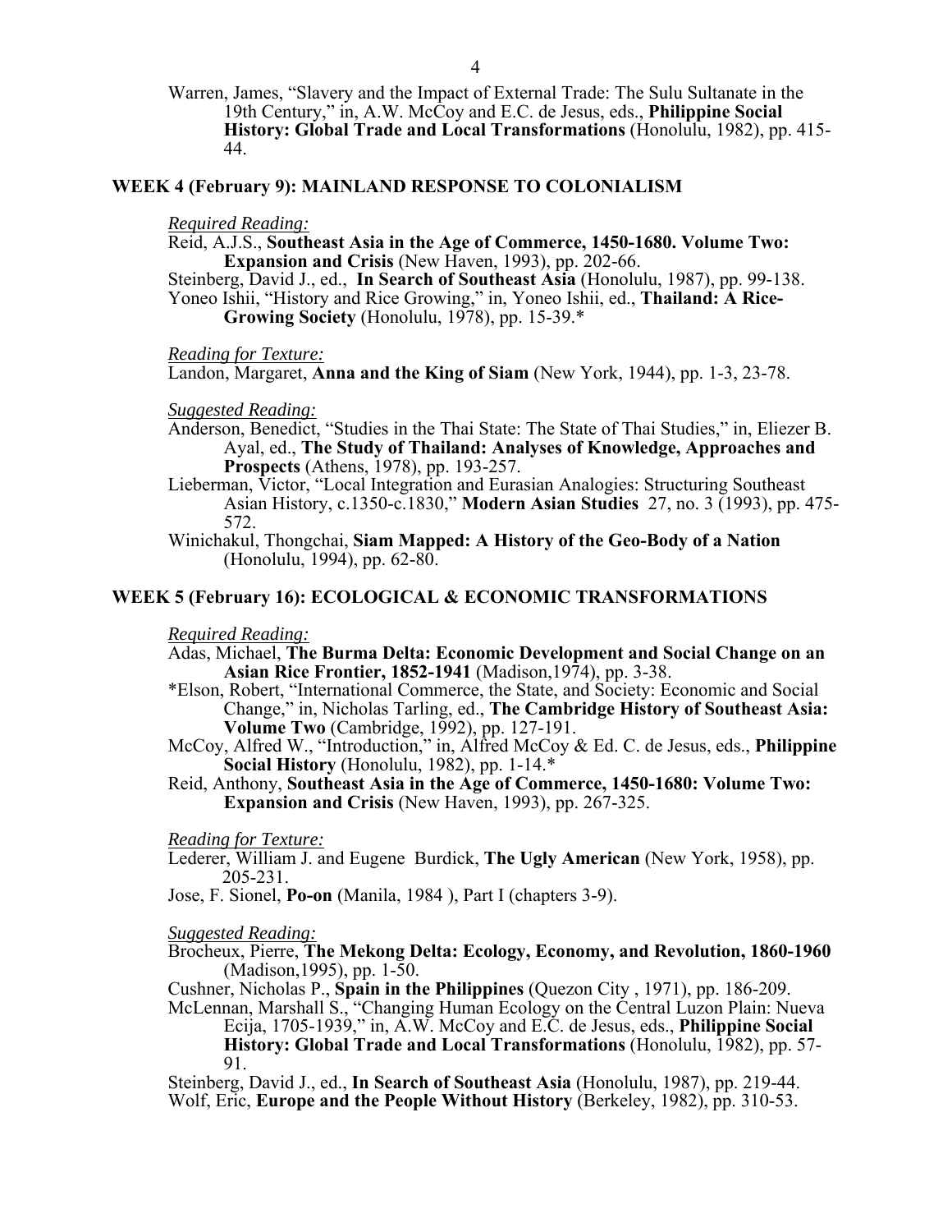Warren, James, "Slavery and the Impact of External Trade: The Sulu Sultanate in the 19th Century," in, A.W. McCoy and E.C. de Jesus, eds., **Philippine Social History: Global Trade and Local Transformations** (Honolulu, 1982), pp. 415-44.

## WEEK 4 (February 9): MAINLAND RESPONSE TO COLONIALISM

*Required Reading:*

Reid, A.J.S., **Southeast Asia in the Age of Commerce, 1450-1680. Volume Two: Expansion and Crisis** (New Haven, 1993), pp. 202-66.

Steinberg, David J., ed., **In Search of Southeast Asia** (Honolulu, 1987), pp. 99-138.

Yoneo Ishii, "History and Rice Growing," in, Yoneo Ishii, ed., **Thailand: A Rice-Growing Society** (Honolulu, 1978), pp. 15-39.*

*Reading for Texture:*

Landon, Margaret, **Anna and the King of Siam** (New York, 1944), pp. 1-3, 23-78.

*Suggested Reading:*

Anderson, Benedict, "Studies in the Thai State: The State of Thai Studies," in, Eliezer B. Ayal, ed., **The Study of Thailand: Analyses of Knowledge, Approaches and Prospects** (Athens, 1978), pp. 193-257.

Lieberman, Victor, "Local Integration and Eurasian Analogies: Structuring Southeast Asian History, c.1350-c.1830," **Modern Asian Studies** 27, no. 3 (1993), pp. 475-572.

Winichakul, Thongchai, **Siam Mapped: A History of the Geo-Body of a Nation** (Honolulu, 1994), pp. 62-80.

## WEEK 5 (February 16): ECOLOGICAL & ECONOMIC TRANSFORMATIONS

*Required Reading:*

Adas, Michael, **The Burma Delta: Economic Development and Social Change on an Asian Rice Frontier, 1852-1941** (Madison,1974), pp. 3-38.

*Elson, Robert, "International Commerce, the State, and Society: Economic and Social Change," in, Nicholas Tarling, ed., **The Cambridge History of Southeast Asia: Volume Two** (Cambridge, 1992), pp. 127-191.

McCoy, Alfred W., "Introduction," in, Alfred McCoy & Ed. C. de Jesus, eds., **Philippine Social History** (Honolulu, 1982), pp. 1-14.*

Reid, Anthony, **Southeast Asia in the Age of Commerce, 1450-1680: Volume Two: Expansion and Crisis** (New Haven, 1993), pp. 267-325.

*Reading for Texture:*

Lederer, William J. and Eugene Burdick, **The Ugly American** (New York, 1958), pp. 205-231.

Jose, F. Sionel, **Po-on** (Manila, 1984 ), Part I (chapters 3-9).

*Suggested Reading:*

Brocheux, Pierre, **The Mekong Delta: Ecology, Economy, and Revolution, 1860-1960** (Madison,1995), pp. 1-50.

Cushner, Nicholas P., **Spain in the Philippines** (Quezon City , 1971), pp. 186-209.

McLennan, Marshall S., "Changing Human Ecology on the Central Luzon Plain: Nueva Ecija, 1705-1939," in, A.W. McCoy and E.C. de Jesus, eds., **Philippine Social History: Global Trade and Local Transformations** (Honolulu, 1982), pp. 57-91.

Steinberg, David J., ed., **In Search of Southeast Asia** (Honolulu, 1987), pp. 219-44.

Wolf, Eric, **Europe and the People Without History** (Berkeley, 1982), pp. 310-53.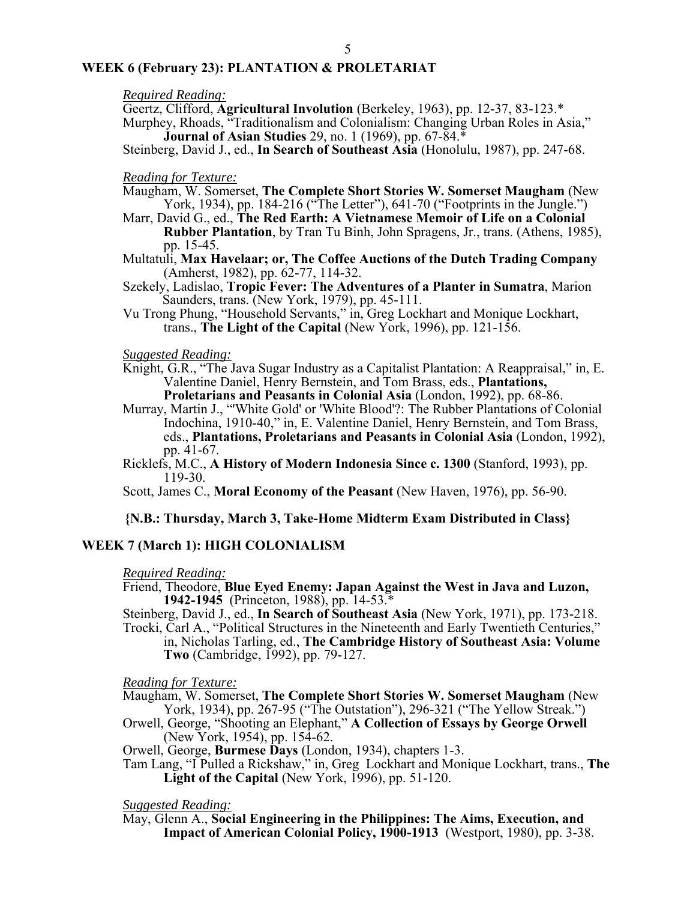## WEEK 6 (February 23): PLANTATION & PROLETARIAT

*Required Reading:*

Geertz, Clifford, **Agricultural Involution** (Berkeley, 1963), pp. 12-37, 83-123.*

Murphey, Rhoads, "Traditionalism and Colonialism: Changing Urban Roles in Asia," **Journal of Asian Studies** 29, no. 1 (1969), pp. 67-84.*

Steinberg, David J., ed., **In Search of Southeast Asia** (Honolulu, 1987), pp. 247-68.

*Reading for Texture:*

Maugham, W. Somerset, **The Complete Short Stories W. Somerset Maugham** (New York, 1934), pp. 184-216 ("The Letter"), 641-70 ("Footprints in the Jungle.")

Marr, David G., ed., **The Red Earth: A Vietnamese Memoir of Life on a Colonial Rubber Plantation**, by Tran Tu Binh, John Spragens, Jr., trans. (Athens, 1985), pp. 15-45.

Multatuli, **Max Havelaar; or, The Coffee Auctions of the Dutch Trading Company** (Amherst, 1982), pp. 62-77, 114-32.

Szekely, Ladislao, **Tropic Fever: The Adventures of a Planter in Sumatra**, Marion Saunders, trans. (New York, 1979), pp. 45-111.

Vu Trong Phung, "Household Servants," in, Greg Lockhart and Monique Lockhart, trans., **The Light of the Capital** (New York, 1996), pp. 121-156.

*Suggested Reading:*

Knight, G.R., "The Java Sugar Industry as a Capitalist Plantation: A Reappraisal," in, E. Valentine Daniel, Henry Bernstein, and Tom Brass, eds., **Plantations, Proletarians and Peasants in Colonial Asia** (London, 1992), pp. 68-86.

Murray, Martin J., "'White Gold' or 'White Blood'?: The Rubber Plantations of Colonial Indochina, 1910-40," in, E. Valentine Daniel, Henry Bernstein, and Tom Brass, eds., **Plantations, Proletarians and Peasants in Colonial Asia** (London, 1992), pp. 41-67.

Ricklefs, M.C., **A History of Modern Indonesia Since c. 1300** (Stanford, 1993), pp. 119-30.

Scott, James C., **Moral Economy of the Peasant** (New Haven, 1976), pp. 56-90.

**{N.B.: Thursday, March 3, Take-Home Midterm Exam Distributed in Class}**

## WEEK 7 (March 1): HIGH COLONIALISM

*Required Reading:*

Friend, Theodore, **Blue Eyed Enemy: Japan Against the West in Java and Luzon, 1942-1945** (Princeton, 1988), pp. 14-53.*

Steinberg, David J., ed., **In Search of Southeast Asia** (New York, 1971), pp. 173-218.

Trocki, Carl A., "Political Structures in the Nineteenth and Early Twentieth Centuries," in, Nicholas Tarling, ed., **The Cambridge History of Southeast Asia: Volume Two** (Cambridge, 1992), pp. 79-127.

*Reading for Texture:*

Maugham, W. Somerset, **The Complete Short Stories W. Somerset Maugham** (New York, 1934), pp. 267-95 ("The Outstation"), 296-321 ("The Yellow Streak.")

Orwell, George, "Shooting an Elephant," **A Collection of Essays by George Orwell** (New York, 1954), pp. 154-62.

Orwell, George, **Burmese Days** (London, 1934), chapters 1-3.

Tam Lang, "I Pulled a Rickshaw," in, Greg Lockhart and Monique Lockhart, trans., **The Light of the Capital** (New York, 1996), pp. 51-120.

*Suggested Reading:*

May, Glenn A., **Social Engineering in the Philippines: The Aims, Execution, and Impact of American Colonial Policy, 1900-1913** (Westport, 1980), pp. 3-38.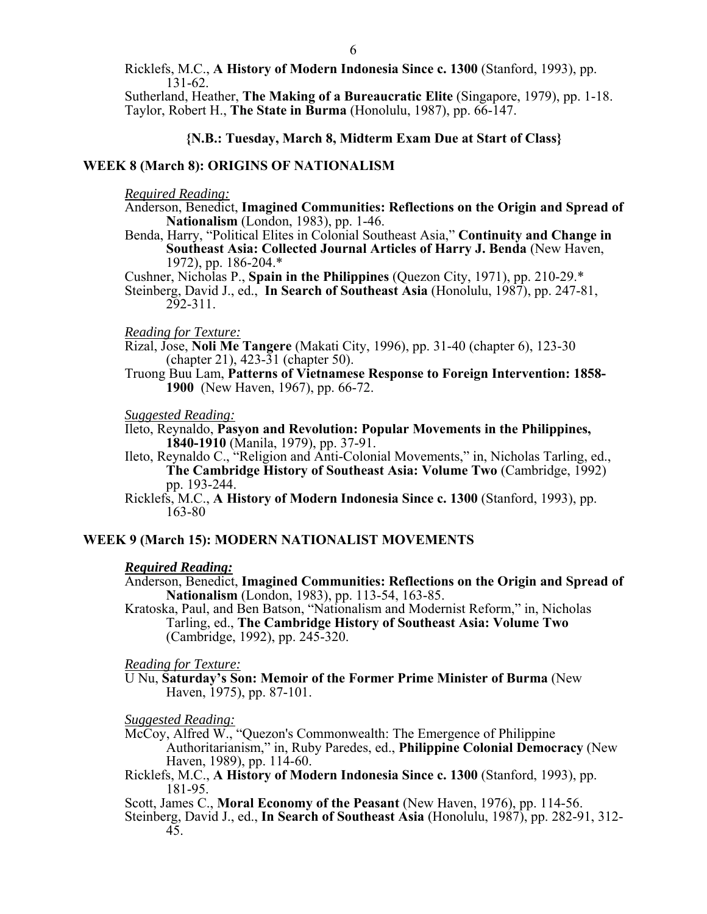Ricklefs, M.C., **A History of Modern Indonesia Since c. 1300** (Stanford, 1993), pp. 131-62.
Sutherland, Heather, **The Making of a Bureaucratic Elite** (Singapore, 1979), pp. 1-18.
Taylor, Robert H., **The State in Burma** (Honolulu, 1987), pp. 66-147.

**{N.B.: Tuesday, March 8, Midterm Exam Due at Start of Class}**

## WEEK 8 (March 8): ORIGINS OF NATIONALISM

*Required Reading:*

Anderson, Benedict, **Imagined Communities: Reflections on the Origin and Spread of Nationalism** (London, 1983), pp. 1-46.
Benda, Harry, "Political Elites in Colonial Southeast Asia," **Continuity and Change in Southeast Asia: Collected Journal Articles of Harry J. Benda** (New Haven, 1972), pp. 186-204.*
Cushner, Nicholas P., **Spain in the Philippines** (Quezon City, 1971), pp. 210-29.*
Steinberg, David J., ed., **In Search of Southeast Asia** (Honolulu, 1987), pp. 247-81, 292-311.

*Reading for Texture:*

Rizal, Jose, **Noli Me Tangere** (Makati City, 1996), pp. 31-40 (chapter 6), 123-30 (chapter 21), 423-31 (chapter 50).
Truong Buu Lam, **Patterns of Vietnamese Response to Foreign Intervention: 1858-1900** (New Haven, 1967), pp. 66-72.

*Suggested Reading:*

Ileto, Reynaldo, **Pasyon and Revolution: Popular Movements in the Philippines, 1840-1910** (Manila, 1979), pp. 37-91.
Ileto, Reynaldo C., "Religion and Anti-Colonial Movements," in, Nicholas Tarling, ed., **The Cambridge History of Southeast Asia: Volume Two** (Cambridge, 1992) pp. 193-244.
Ricklefs, M.C., **A History of Modern Indonesia Since c. 1300** (Stanford, 1993), pp. 163-80

## WEEK 9 (March 15): MODERN NATIONALIST MOVEMENTS

***Required Reading:***

Anderson, Benedict, **Imagined Communities: Reflections on the Origin and Spread of Nationalism** (London, 1983), pp. 113-54, 163-85.
Kratoska, Paul, and Ben Batson, "Nationalism and Modernist Reform," in, Nicholas Tarling, ed., **The Cambridge History of Southeast Asia: Volume Two** (Cambridge, 1992), pp. 245-320.

*Reading for Texture:*

U Nu, **Saturday's Son: Memoir of the Former Prime Minister of Burma** (New Haven, 1975), pp. 87-101.

*Suggested Reading:*

McCoy, Alfred W., "Quezon's Commonwealth: The Emergence of Philippine Authoritarianism," in, Ruby Paredes, ed., **Philippine Colonial Democracy** (New Haven, 1989), pp. 114-60.
Ricklefs, M.C., **A History of Modern Indonesia Since c. 1300** (Stanford, 1993), pp. 181-95.
Scott, James C., **Moral Economy of the Peasant** (New Haven, 1976), pp. 114-56.
Steinberg, David J., ed., **In Search of Southeast Asia** (Honolulu, 1987), pp. 282-91, 312-45.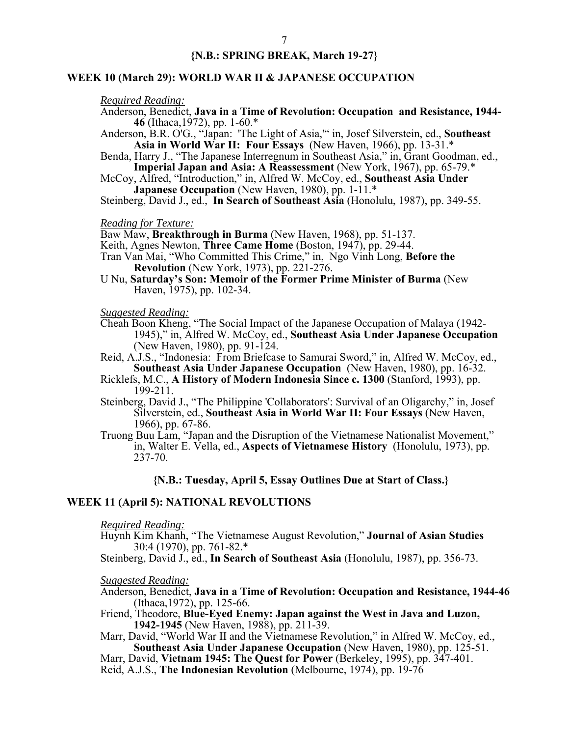**{N.B.: SPRING BREAK, March 19-27}**

## WEEK 10 (March 29): WORLD WAR II & JAPANESE OCCUPATION

*Required Reading:*

Anderson, Benedict, **Java in a Time of Revolution: Occupation and Resistance, 1944-46** (Ithaca,1972), pp. 1-60.*

Anderson, B.R. O'G., "Japan: 'The Light of Asia,'" in, Josef Silverstein, ed., **Southeast Asia in World War II: Four Essays** (New Haven, 1966), pp. 13-31.*

Benda, Harry J., "The Japanese Interregnum in Southeast Asia," in, Grant Goodman, ed., **Imperial Japan and Asia: A Reassessment** (New York, 1967), pp. 65-79.*

McCoy, Alfred, "Introduction," in, Alfred W. McCoy, ed., **Southeast Asia Under Japanese Occupation** (New Haven, 1980), pp. 1-11.*

Steinberg, David J., ed., **In Search of Southeast Asia** (Honolulu, 1987), pp. 349-55.

*Reading for Texture:*

Baw Maw, **Breakthrough in Burma** (New Haven, 1968), pp. 51-137.

Keith, Agnes Newton, **Three Came Home** (Boston, 1947), pp. 29-44.

Tran Van Mai, "Who Committed This Crime," in, Ngo Vinh Long, **Before the Revolution** (New York, 1973), pp. 221-276.

U Nu, **Saturday's Son: Memoir of the Former Prime Minister of Burma** (New Haven, 1975), pp. 102-34.

*Suggested Reading:*

Cheah Boon Kheng, "The Social Impact of the Japanese Occupation of Malaya (1942-1945)," in, Alfred W. McCoy, ed., **Southeast Asia Under Japanese Occupation** (New Haven, 1980), pp. 91-124.

Reid, A.J.S., "Indonesia: From Briefcase to Samurai Sword," in, Alfred W. McCoy, ed., **Southeast Asia Under Japanese Occupation** (New Haven, 1980), pp. 16-32.

Ricklefs, M.C., **A History of Modern Indonesia Since c. 1300** (Stanford, 1993), pp. 199-211.

Steinberg, David J., "The Philippine 'Collaborators': Survival of an Oligarchy," in, Josef Silverstein, ed., **Southeast Asia in World War II: Four Essays** (New Haven, 1966), pp. 67-86.

Truong Buu Lam, "Japan and the Disruption of the Vietnamese Nationalist Movement," in, Walter E. Vella, ed., **Aspects of Vietnamese History** (Honolulu, 1973), pp. 237-70.

**{N.B.: Tuesday, April 5, Essay Outlines Due at Start of Class.}**

## WEEK 11 (April 5): NATIONAL REVOLUTIONS

*Required Reading:*

Huynh Kim Khanh, "The Vietnamese August Revolution," **Journal of Asian Studies** 30:4 (1970), pp. 761-82.*

Steinberg, David J., ed., **In Search of Southeast Asia** (Honolulu, 1987), pp. 356-73.

*Suggested Reading:*

Anderson, Benedict, **Java in a Time of Revolution: Occupation and Resistance, 1944-46** (Ithaca,1972), pp. 125-66.

Friend, Theodore, **Blue-Eyed Enemy: Japan against the West in Java and Luzon, 1942-1945** (New Haven, 1988), pp. 211-39.

Marr, David, "World War II and the Vietnamese Revolution," in Alfred W. McCoy, ed., **Southeast Asia Under Japanese Occupation** (New Haven, 1980), pp. 125-51.

Marr, David, **Vietnam 1945: The Quest for Power** (Berkeley, 1995), pp. 347-401.

Reid, A.J.S., **The Indonesian Revolution** (Melbourne, 1974), pp. 19-76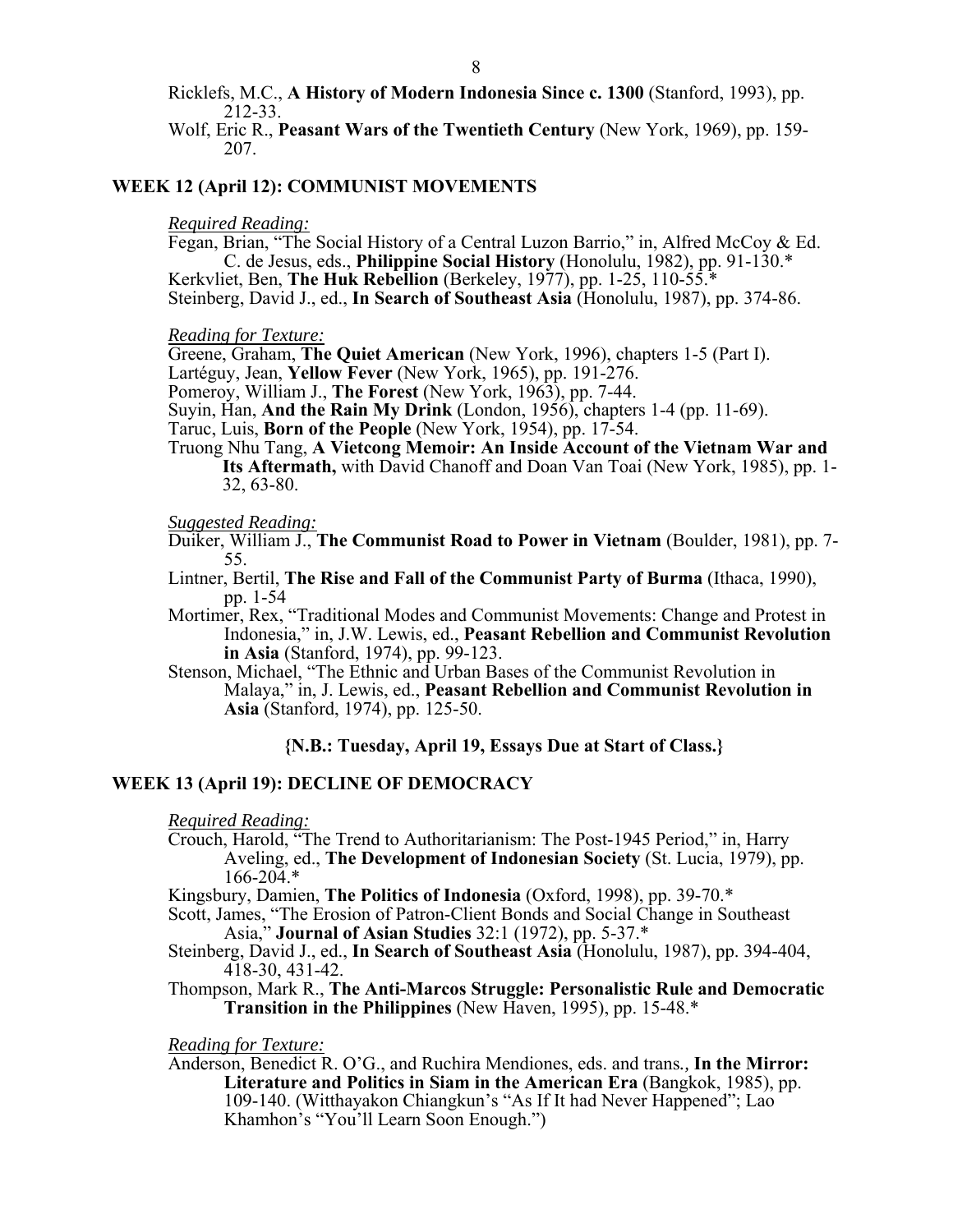Ricklefs, M.C., **A History of Modern Indonesia Since c. 1300** (Stanford, 1993), pp. 212-33.

Wolf, Eric R., **Peasant Wars of the Twentieth Century** (New York, 1969), pp. 159-207.

## WEEK 12 (April 12): COMMUNIST MOVEMENTS

*Required Reading:*

Fegan, Brian, "The Social History of a Central Luzon Barrio," in, Alfred McCoy & Ed. C. de Jesus, eds., **Philippine Social History** (Honolulu, 1982), pp. 91-130.*

Kerkvliet, Ben, **The Huk Rebellion** (Berkeley, 1977), pp. 1-25, 110-55.*

Steinberg, David J., ed., **In Search of Southeast Asia** (Honolulu, 1987), pp. 374-86.

*Reading for Texture:*

Greene, Graham, **The Quiet American** (New York, 1996), chapters 1-5 (Part I).

Lartéguy, Jean, **Yellow Fever** (New York, 1965), pp. 191-276.

Pomeroy, William J., **The Forest** (New York, 1963), pp. 7-44.

Suyin, Han, **And the Rain My Drink** (London, 1956), chapters 1-4 (pp. 11-69).

Taruc, Luis, **Born of the People** (New York, 1954), pp. 17-54.

Truong Nhu Tang, **A Vietcong Memoir: An Inside Account of the Vietnam War and Its Aftermath,** with David Chanoff and Doan Van Toai (New York, 1985), pp. 1-32, 63-80.

*Suggested Reading:*

Duiker, William J., **The Communist Road to Power in Vietnam** (Boulder, 1981), pp. 7-55.

Lintner, Bertil, **The Rise and Fall of the Communist Party of Burma** (Ithaca, 1990), pp. 1-54

Mortimer, Rex, "Traditional Modes and Communist Movements: Change and Protest in Indonesia," in, J.W. Lewis, ed., **Peasant Rebellion and Communist Revolution in Asia** (Stanford, 1974), pp. 99-123.

Stenson, Michael, "The Ethnic and Urban Bases of the Communist Revolution in Malaya," in, J. Lewis, ed., **Peasant Rebellion and Communist Revolution in Asia** (Stanford, 1974), pp. 125-50.

**{N.B.: Tuesday, April 19, Essays Due at Start of Class.}**

## WEEK 13 (April 19): DECLINE OF DEMOCRACY

*Required Reading:*

Crouch, Harold, "The Trend to Authoritarianism: The Post-1945 Period," in, Harry Aveling, ed., **The Development of Indonesian Society** (St. Lucia, 1979), pp. 166-204.*

Kingsbury, Damien, **The Politics of Indonesia** (Oxford, 1998), pp. 39-70.*

Scott, James, "The Erosion of Patron-Client Bonds and Social Change in Southeast Asia," **Journal of Asian Studies** 32:1 (1972), pp. 5-37.*

Steinberg, David J., ed., **In Search of Southeast Asia** (Honolulu, 1987), pp. 394-404, 418-30, 431-42.

Thompson, Mark R., **The Anti-Marcos Struggle: Personalistic Rule and Democratic Transition in the Philippines** (New Haven, 1995), pp. 15-48.*

*Reading for Texture:*

Anderson, Benedict R. O'G., and Ruchira Mendiones, eds. and trans., **In the Mirror: Literature and Politics in Siam in the American Era** (Bangkok, 1985), pp. 109-140. (Witthayakon Chiangkun's "As If It had Never Happened"; Lao Khamhon's "You'll Learn Soon Enough.")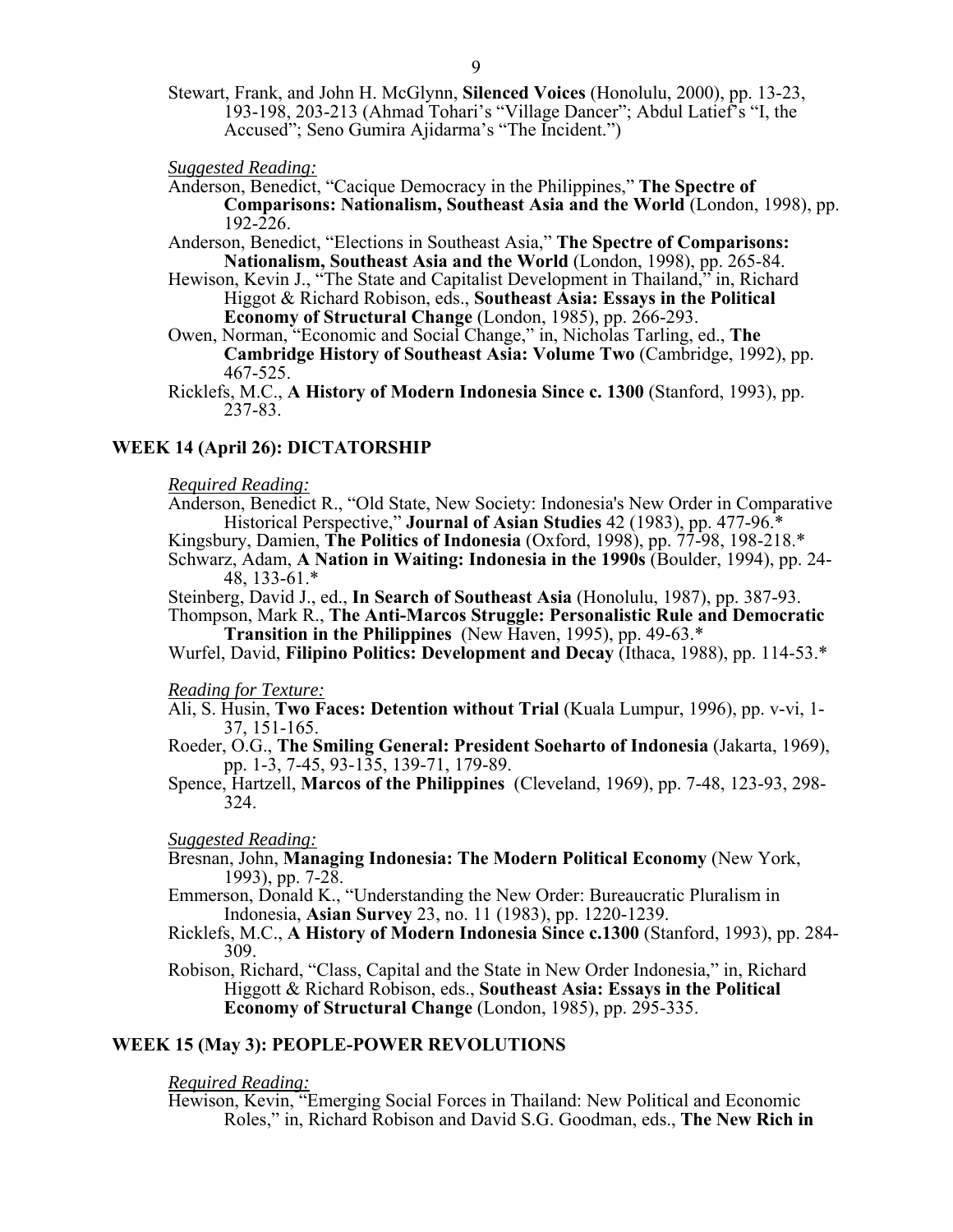Stewart, Frank, and John H. McGlynn, **Silenced Voices** (Honolulu, 2000), pp. 13-23, 193-198, 203-213 (Ahmad Tohari's "Village Dancer"; Abdul Latief's "I, the Accused"; Seno Gumira Ajidarma's "The Incident.")

*Suggested Reading:*

Anderson, Benedict, "Cacique Democracy in the Philippines," **The Spectre of Comparisons: Nationalism, Southeast Asia and the World** (London, 1998), pp. 192-226.

Anderson, Benedict, "Elections in Southeast Asia," **The Spectre of Comparisons: Nationalism, Southeast Asia and the World** (London, 1998), pp. 265-84.

Hewison, Kevin J., "The State and Capitalist Development in Thailand," in, Richard Higgot & Richard Robison, eds., **Southeast Asia: Essays in the Political Economy of Structural Change** (London, 1985), pp. 266-293.

Owen, Norman, "Economic and Social Change," in, Nicholas Tarling, ed., **The Cambridge History of Southeast Asia: Volume Two** (Cambridge, 1992), pp. 467-525.

Ricklefs, M.C., **A History of Modern Indonesia Since c. 1300** (Stanford, 1993), pp. 237-83.

## WEEK 14 (April 26): DICTATORSHIP

*Required Reading:*

Anderson, Benedict R., "Old State, New Society: Indonesia's New Order in Comparative Historical Perspective," **Journal of Asian Studies** 42 (1983), pp. 477-96.*

Kingsbury, Damien, **The Politics of Indonesia** (Oxford, 1998), pp. 77-98, 198-218.*

Schwarz, Adam, **A Nation in Waiting: Indonesia in the 1990s** (Boulder, 1994), pp. 24-48, 133-61.*

Steinberg, David J., ed., **In Search of Southeast Asia** (Honolulu, 1987), pp. 387-93.

Thompson, Mark R., **The Anti-Marcos Struggle: Personalistic Rule and Democratic Transition in the Philippines** (New Haven, 1995), pp. 49-63.*

Wurfel, David, **Filipino Politics: Development and Decay** (Ithaca, 1988), pp. 114-53.*

*Reading for Texture:*

Ali, S. Husin, **Two Faces: Detention without Trial** (Kuala Lumpur, 1996), pp. v-vi, 1-37, 151-165.

Roeder, O.G., **The Smiling General: President Soeharto of Indonesia** (Jakarta, 1969), pp. 1-3, 7-45, 93-135, 139-71, 179-89.

Spence, Hartzell, **Marcos of the Philippines** (Cleveland, 1969), pp. 7-48, 123-93, 298-324.

*Suggested Reading:*

Bresnan, John, **Managing Indonesia: The Modern Political Economy** (New York, 1993), pp. 7-28.

Emmerson, Donald K., "Understanding the New Order: Bureaucratic Pluralism in Indonesia, **Asian Survey** 23, no. 11 (1983), pp. 1220-1239.

Ricklefs, M.C., **A History of Modern Indonesia Since c.1300** (Stanford, 1993), pp. 284-309.

Robison, Richard, "Class, Capital and the State in New Order Indonesia," in, Richard Higgott & Richard Robison, eds., **Southeast Asia: Essays in the Political Economy of Structural Change** (London, 1985), pp. 295-335.

## WEEK 15 (May 3): PEOPLE-POWER REVOLUTIONS

*Required Reading:*

Hewison, Kevin, "Emerging Social Forces in Thailand: New Political and Economic Roles," in, Richard Robison and David S.G. Goodman, eds., **The New Rich in**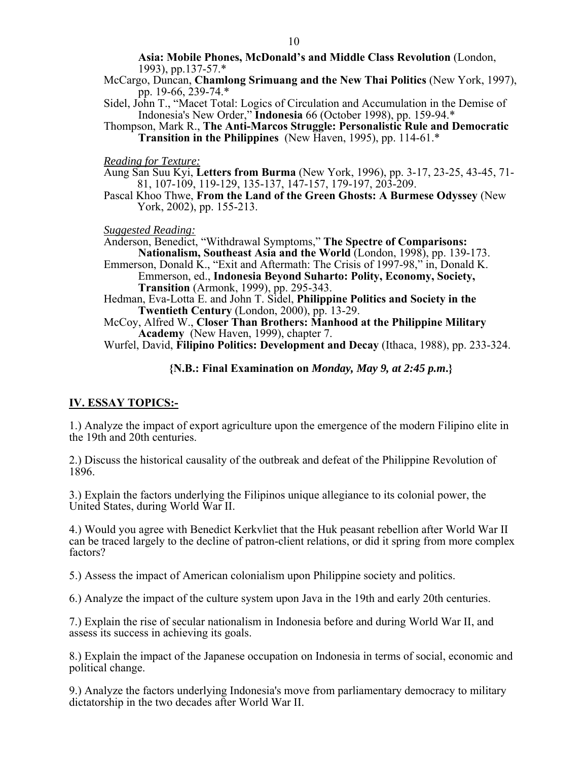**Asia: Mobile Phones, McDonald's and Middle Class Revolution** (London, 1993), pp.137-57.*

McCargo, Duncan, **Chamlong Srimuang and the New Thai Politics** (New York, 1997), pp. 19-66, 239-74.*

Sidel, John T., "Macet Total: Logics of Circulation and Accumulation in the Demise of Indonesia's New Order," **Indonesia** 66 (October 1998), pp. 159-94.*

Thompson, Mark R., **The Anti-Marcos Struggle: Personalistic Rule and Democratic Transition in the Philippines** (New Haven, 1995), pp. 114-61.*

*Reading for Texture:*

Aung San Suu Kyi, **Letters from Burma** (New York, 1996), pp. 3-17, 23-25, 43-45, 71-81, 107-109, 119-129, 135-137, 147-157, 179-197, 203-209.

Pascal Khoo Thwe, **From the Land of the Green Ghosts: A Burmese Odyssey** (New York, 2002), pp. 155-213.

*Suggested Reading:*

Anderson, Benedict, "Withdrawal Symptoms," **The Spectre of Comparisons: Nationalism, Southeast Asia and the World** (London, 1998), pp. 139-173.

Emmerson, Donald K., "Exit and Aftermath: The Crisis of 1997-98," in, Donald K. Emmerson, ed., **Indonesia Beyond Suharto: Polity, Economy, Society, Transition** (Armonk, 1999), pp. 295-343.

Hedman, Eva-Lotta E. and John T. Sidel, **Philippine Politics and Society in the Twentieth Century** (London, 2000), pp. 13-29.

McCoy, Alfred W., **Closer Than Brothers: Manhood at the Philippine Military Academy** (New Haven, 1999), chapter 7.

Wurfel, David, **Filipino Politics: Development and Decay** (Ithaca, 1988), pp. 233-324.

**{N.B.: Final Examination on *Monday, May 9, at 2:45 p.m.*}**

## IV. ESSAY TOPICS:-

1.) Analyze the impact of export agriculture upon the emergence of the modern Filipino elite in the 19th and 20th centuries.

2.) Discuss the historical causality of the outbreak and defeat of the Philippine Revolution of 1896.

3.) Explain the factors underlying the Filipinos unique allegiance to its colonial power, the United States, during World War II.

4.) Would you agree with Benedict Kerkvliet that the Huk peasant rebellion after World War II can be traced largely to the decline of patron-client relations, or did it spring from more complex factors?

5.) Assess the impact of American colonialism upon Philippine society and politics.

6.) Analyze the impact of the culture system upon Java in the 19th and early 20th centuries.

7.) Explain the rise of secular nationalism in Indonesia before and during World War II, and assess its success in achieving its goals.

8.) Explain the impact of the Japanese occupation on Indonesia in terms of social, economic and political change.

9.) Analyze the factors underlying Indonesia's move from parliamentary democracy to military dictatorship in the two decades after World War II.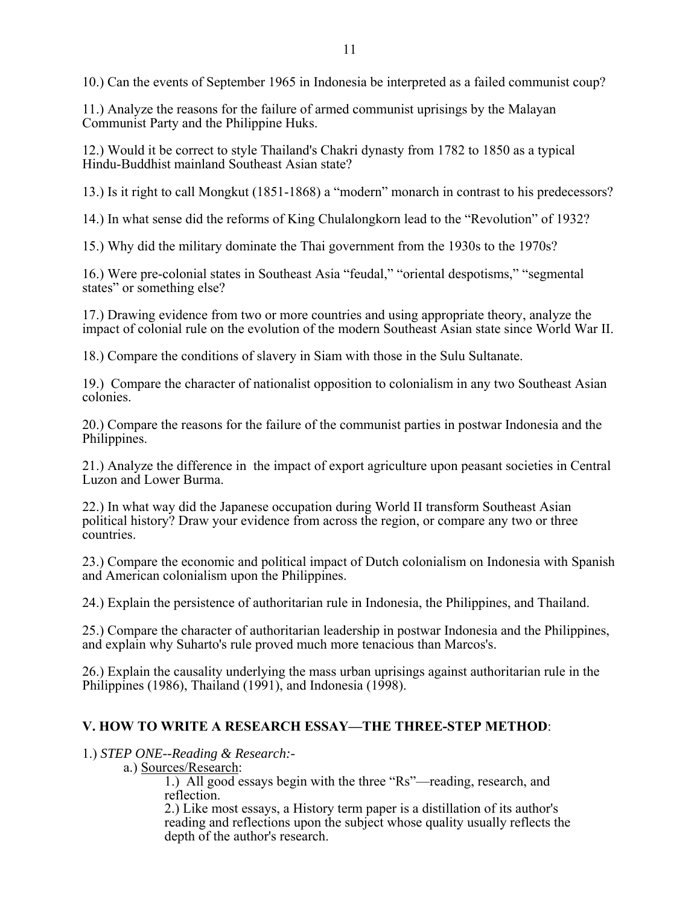10.) Can the events of September 1965 in Indonesia be interpreted as a failed communist coup?

11.) Analyze the reasons for the failure of armed communist uprisings by the Malayan Communist Party and the Philippine Huks.

12.) Would it be correct to style Thailand's Chakri dynasty from 1782 to 1850 as a typical Hindu-Buddhist mainland Southeast Asian state?

13.) Is it right to call Mongkut (1851-1868) a "modern" monarch in contrast to his predecessors?

14.) In what sense did the reforms of King Chulalongkorn lead to the "Revolution" of 1932?

15.) Why did the military dominate the Thai government from the 1930s to the 1970s?

16.) Were pre-colonial states in Southeast Asia "feudal," "oriental despotisms," "segmental states" or something else?

17.) Drawing evidence from two or more countries and using appropriate theory, analyze the impact of colonial rule on the evolution of the modern Southeast Asian state since World War II.

18.) Compare the conditions of slavery in Siam with those in the Sulu Sultanate.

19.) Compare the character of nationalist opposition to colonialism in any two Southeast Asian colonies.

20.) Compare the reasons for the failure of the communist parties in postwar Indonesia and the Philippines.

21.) Analyze the difference in the impact of export agriculture upon peasant societies in Central Luzon and Lower Burma.

22.) In what way did the Japanese occupation during World II transform Southeast Asian political history? Draw your evidence from across the region, or compare any two or three countries.

23.) Compare the economic and political impact of Dutch colonialism on Indonesia with Spanish and American colonialism upon the Philippines.

24.) Explain the persistence of authoritarian rule in Indonesia, the Philippines, and Thailand.

25.) Compare the character of authoritarian leadership in postwar Indonesia and the Philippines, and explain why Suharto's rule proved much more tenacious than Marcos's.

26.) Explain the causality underlying the mass urban uprisings against authoritarian rule in the Philippines (1986), Thailand (1991), and Indonesia (1998).

## V. HOW TO WRITE A RESEARCH ESSAY—THE THREE-STEP METHOD:

1.) *STEP ONE--Reading & Research:-*

a.) Sources/Research:

1.) All good essays begin with the three "Rs"—reading, research, and reflection.

2.) Like most essays, a History term paper is a distillation of its author's reading and reflections upon the subject whose quality usually reflects the depth of the author's research.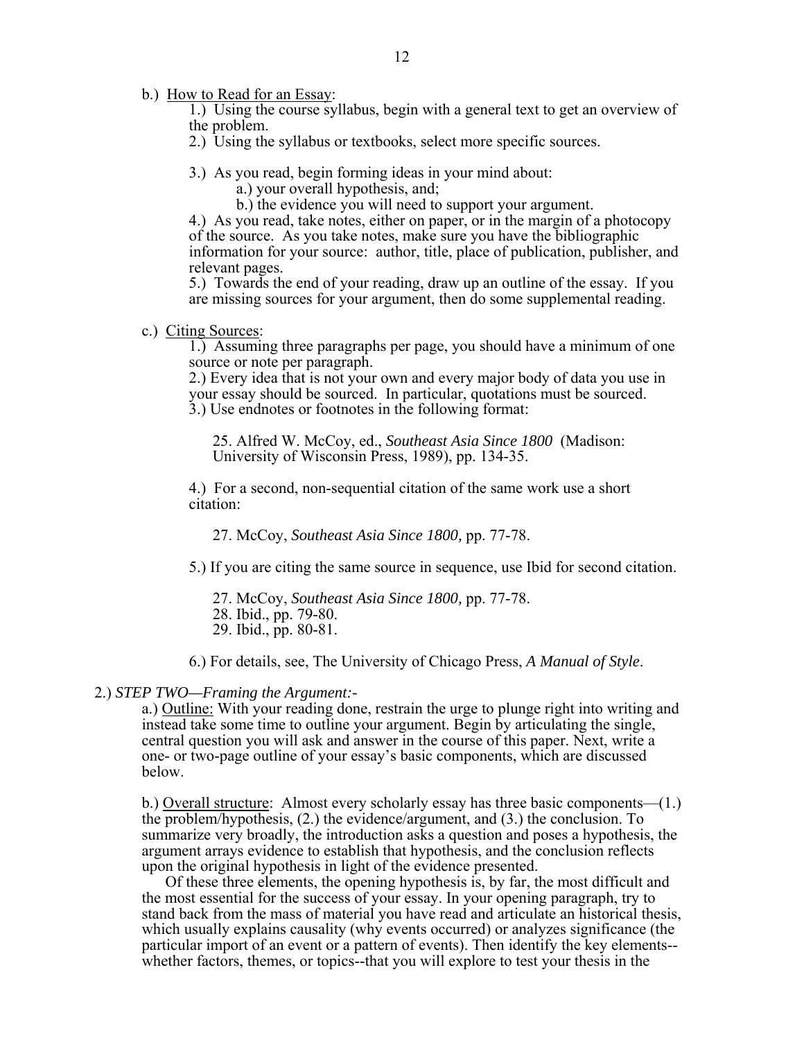b.) <u>How to Read for an Essay</u>:

1.) Using the course syllabus, begin with a general text to get an overview of the problem.
2.) Using the syllabus or textbooks, select more specific sources.

3.) As you read, begin forming ideas in your mind about:
    a.) your overall hypothesis, and;
    b.) the evidence you will need to support your argument.
4.) As you read, take notes, either on paper, or in the margin of a photocopy of the source. As you take notes, make sure you have the bibliographic information for your source: author, title, place of publication, publisher, and relevant pages.
5.) Towards the end of your reading, draw up an outline of the essay. If you are missing sources for your argument, then do some supplemental reading.

c.) <u>Citing Sources</u>:

1.) Assuming three paragraphs per page, you should have a minimum of one source or note per paragraph.
2.) Every idea that is not your own and every major body of data you use in your essay should be sourced. In particular, quotations must be sourced.
3.) Use endnotes or footnotes in the following format:

> 25. Alfred W. McCoy, ed., *Southeast Asia Since 1800* (Madison: University of Wisconsin Press, 1989), pp. 134-35.

4.) For a second, non-sequential citation of the same work use a short citation:

> 27. McCoy, *Southeast Asia Since 1800,* pp. 77-78.

5.) If you are citing the same source in sequence, use Ibid for second citation.

> 27. McCoy, *Southeast Asia Since 1800,* pp. 77-78.
> 28. Ibid., pp. 79-80.
> 29. Ibid., pp. 80-81.

6.) For details, see, The University of Chicago Press, *A Manual of Style*.

2.) *STEP TWO—Framing the Argument:-*

a.) <u>Outline:</u> With your reading done, restrain the urge to plunge right into writing and instead take some time to outline your argument. Begin by articulating the single, central question you will ask and answer in the course of this paper. Next, write a one- or two-page outline of your essay's basic components, which are discussed below.

b.) <u>Overall structure</u>: Almost every scholarly essay has three basic components—(1.) the problem/hypothesis, (2.) the evidence/argument, and (3.) the conclusion. To summarize very broadly, the introduction asks a question and poses a hypothesis, the argument arrays evidence to establish that hypothesis, and the conclusion reflects upon the original hypothesis in light of the evidence presented.

Of these three elements, the opening hypothesis is, by far, the most difficult and the most essential for the success of your essay. In your opening paragraph, try to stand back from the mass of material you have read and articulate an historical thesis, which usually explains causality (why events occurred) or analyzes significance (the particular import of an event or a pattern of events). Then identify the key elements--whether factors, themes, or topics--that you will explore to test your thesis in the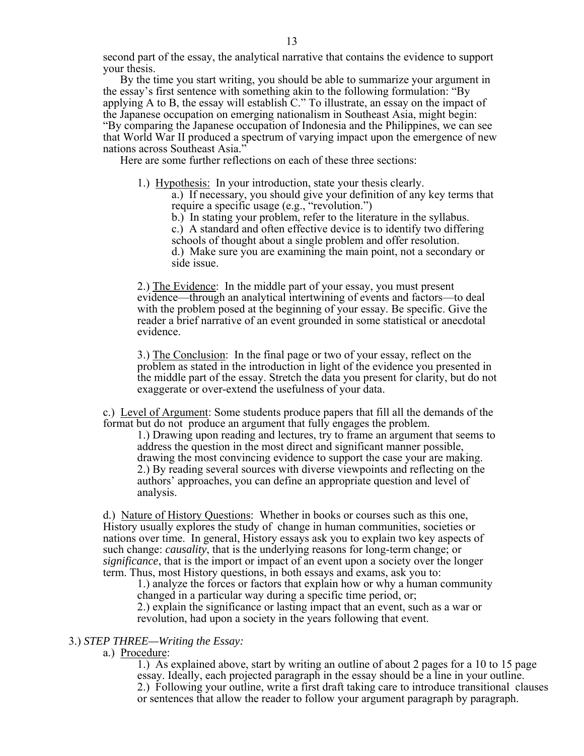second part of the essay, the analytical narrative that contains the evidence to support your thesis.

By the time you start writing, you should be able to summarize your argument in the essay's first sentence with something akin to the following formulation: "By applying A to B, the essay will establish C." To illustrate, an essay on the impact of the Japanese occupation on emerging nationalism in Southeast Asia, might begin: "By comparing the Japanese occupation of Indonesia and the Philippines, we can see that World War II produced a spectrum of varying impact upon the emergence of new nations across Southeast Asia."

Here are some further reflections on each of these three sections:

1.) Hypothesis: In your introduction, state your thesis clearly.
   - a.) If necessary, you should give your definition of any key terms that require a specific usage (e.g., "revolution.")
   - b.) In stating your problem, refer to the literature in the syllabus.
   - c.) A standard and often effective device is to identify two differing schools of thought about a single problem and offer resolution.
   - d.) Make sure you are examining the main point, not a secondary or side issue.

2.) The Evidence: In the middle part of your essay, you must present evidence—through an analytical intertwining of events and factors—to deal with the problem posed at the beginning of your essay. Be specific. Give the reader a brief narrative of an event grounded in some statistical or anecdotal evidence.

3.) The Conclusion: In the final page or two of your essay, reflect on the problem as stated in the introduction in light of the evidence you presented in the middle part of the essay. Stretch the data you present for clarity, but do not exaggerate or over-extend the usefulness of your data.

c.) Level of Argument: Some students produce papers that fill all the demands of the format but do not produce an argument that fully engages the problem.
   - 1.) Drawing upon reading and lectures, try to frame an argument that seems to address the question in the most direct and significant manner possible, drawing the most convincing evidence to support the case your are making.
   - 2.) By reading several sources with diverse viewpoints and reflecting on the authors' approaches, you can define an appropriate question and level of analysis.

d.) Nature of History Questions: Whether in books or courses such as this one, History usually explores the study of change in human communities, societies or nations over time. In general, History essays ask you to explain two key aspects of such change: *causality*, that is the underlying reasons for long-term change; or *significance*, that is the import or impact of an event upon a society over the longer term. Thus, most History questions, in both essays and exams, ask you to:
   - 1.) analyze the forces or factors that explain how or why a human community changed in a particular way during a specific time period, or;
   - 2.) explain the significance or lasting impact that an event, such as a war or revolution, had upon a society in the years following that event.

3.) *STEP THREE—Writing the Essay:*

a.) Procedure:
   - 1.) As explained above, start by writing an outline of about 2 pages for a 10 to 15 page essay. Ideally, each projected paragraph in the essay should be a line in your outline.
   - 2.) Following your outline, write a first draft taking care to introduce transitional clauses or sentences that allow the reader to follow your argument paragraph by paragraph.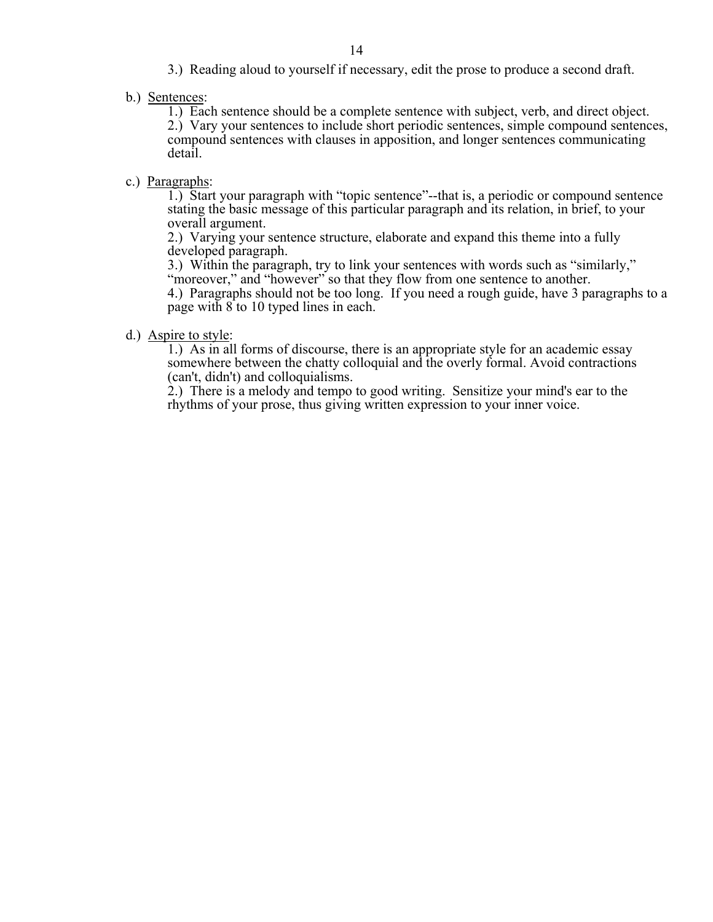3.) Reading aloud to yourself if necessary, edit the prose to produce a second draft.

b.) <u>Sentences</u>:

1.) Each sentence should be a complete sentence with subject, verb, and direct object.
2.) Vary your sentences to include short periodic sentences, simple compound sentences, compound sentences with clauses in apposition, and longer sentences communicating detail.

c.) <u>Paragraphs</u>:

1.) Start your paragraph with "topic sentence"--that is, a periodic or compound sentence stating the basic message of this particular paragraph and its relation, in brief, to your overall argument.
2.) Varying your sentence structure, elaborate and expand this theme into a fully developed paragraph.
3.) Within the paragraph, try to link your sentences with words such as "similarly," "moreover," and "however" so that they flow from one sentence to another.
4.) Paragraphs should not be too long. If you need a rough guide, have 3 paragraphs to a page with 8 to 10 typed lines in each.

d.) <u>Aspire to style</u>:

1.) As in all forms of discourse, there is an appropriate style for an academic essay somewhere between the chatty colloquial and the overly formal. Avoid contractions (can't, didn't) and colloquialisms.
2.) There is a melody and tempo to good writing. Sensitize your mind's ear to the rhythms of your prose, thus giving written expression to your inner voice.